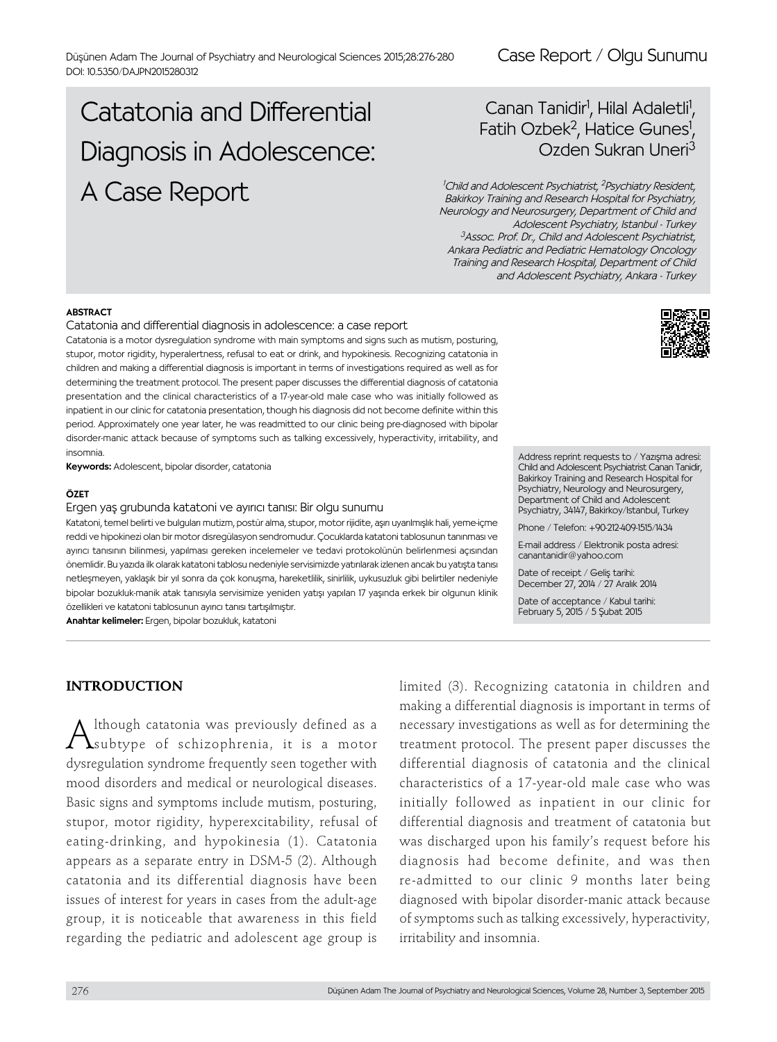Case Report / Olgu Sunumu

DOI: 10.5350/DAJPN2015280312

# Catatonia and Differential Diagnosis in Adolescence: A Case Report

Canan Tanidir[1], Hilal Adaletli[1], Fatih Ozbek[2], Hatice Gunes[1], Ozden Sukran Uneri[3]

*[1]Child and Adolescent Psychiatrist, [2]Psychiatry Resident, Bakirkoy Training and Research Hospital for Psychiatry, Neurology and Neurosurgery, Department of Child and Adolescent Psychiatry, Istanbul - Turkey*
*[3]Assoc. Prof. Dr., Child and Adolescent Psychiatrist, Ankara Pediatric and Pediatric Hematology Oncology Training and Research Hospital, Department of Child and Adolescent Psychiatry, Ankara - Turkey*

**ABSTRACT**

Catatonia and differential diagnosis in adolescence: a case report

Catatonia is a motor dysregulation syndrome with main symptoms and signs such as mutism, posturing, stupor, motor rigidity, hyperalertness, refusal to eat or drink, and hypokinesis. Recognizing catatonia in children and making a differential diagnosis is important in terms of investigations required as well as for determining the treatment protocol. The present paper discusses the differential diagnosis of catatonia presentation and the clinical characteristics of a 17-year-old male case who was initially followed as inpatient in our clinic for catatonia presentation, though his diagnosis did not become definite within this period. Approximately one year later, he was readmitted to our clinic being pre-diagnosed with bipolar disorder-manic attack because of symptoms such as talking excessively, hyperactivity, irritability, and insomnia.

**Keywords:** Adolescent, bipolar disorder, catatonia

**ÖZET**

Ergen yaş grubunda katatoni ve ayırıcı tanısı: Bir olgu sunumu

Katatoni, temel belirti ve bulguları mutizm, postür alma, stupor, motor rijidite, aşırı uyarılmışlık hali, yeme-içme reddi ve hipokinezi olan bir motor disregülasyon sendromudur. Çocuklarda katatoni tablosunun tanınması ve ayırıcı tanısının bilinmesi, yapılması gereken incelemeler ve tedavi protokolünün belirlenmesi açısından önemlidir. Bu yazıda ilk olarak katatoni tablosu nedeniyle servisimizde yatırılarak izlenen ancak bu yatışta tanısı netleşmeyen, yaklaşık bir yıl sonra da çok konuşma, hareketlilik, sinirlilik, uykusuzluk gibi belirtiler nedeniyle bipolar bozukluk-manik atak tanısıyla servisimize yeniden yatışı yapılan 17 yaşında erkek bir olgunun klinik özellikleri ve katatoni tablosunun ayırıcı tanısı tartışılmıştır.

**Anahtar kelimeler:** Ergen, bipolar bozukluk, katatoni

Address reprint requests to / Yazışma adresi: Child and Adolescent Psychiatrist Canan Tanidir, Bakirkoy Training and Research Hospital for Psychiatry, Neurology and Neurosurgery, Department of Child and Adolescent Psychiatry, 34147, Bakirkoy/Istanbul, Turkey

Phone / Telefon: +90-212-409-1515/1434

E-mail address / Elektronik posta adresi: canantanidir@yahoo.com

Date of receipt / Geliş tarihi: December 27, 2014 / 27 Aralık 2014

Date of acceptance / Kabul tarihi: February 5, 2015 / 5 Şubat 2015

## INTRODUCTION

Although catatonia was previously defined as a subtype of schizophrenia, it is a motor dysregulation syndrome frequently seen together with mood disorders and medical or neurological diseases. Basic signs and symptoms include mutism, posturing, stupor, motor rigidity, hyperexcitability, refusal of eating-drinking, and hypokinesia (1). Catatonia appears as a separate entry in DSM-5 (2). Although catatonia and its differential diagnosis have been issues of interest for years in cases from the adult-age group, it is noticeable that awareness in this field regarding the pediatric and adolescent age group is limited (3). Recognizing catatonia in children and making a differential diagnosis is important in terms of necessary investigations as well as for determining the treatment protocol. The present paper discusses the differential diagnosis of catatonia and the clinical characteristics of a 17-year-old male case who was initially followed as inpatient in our clinic for differential diagnosis and treatment of catatonia but was discharged upon his family's request before his diagnosis had become definite, and was then re-admitted to our clinic 9 months later being diagnosed with bipolar disorder-manic attack because of symptoms such as talking excessively, hyperactivity, irritability and insomnia.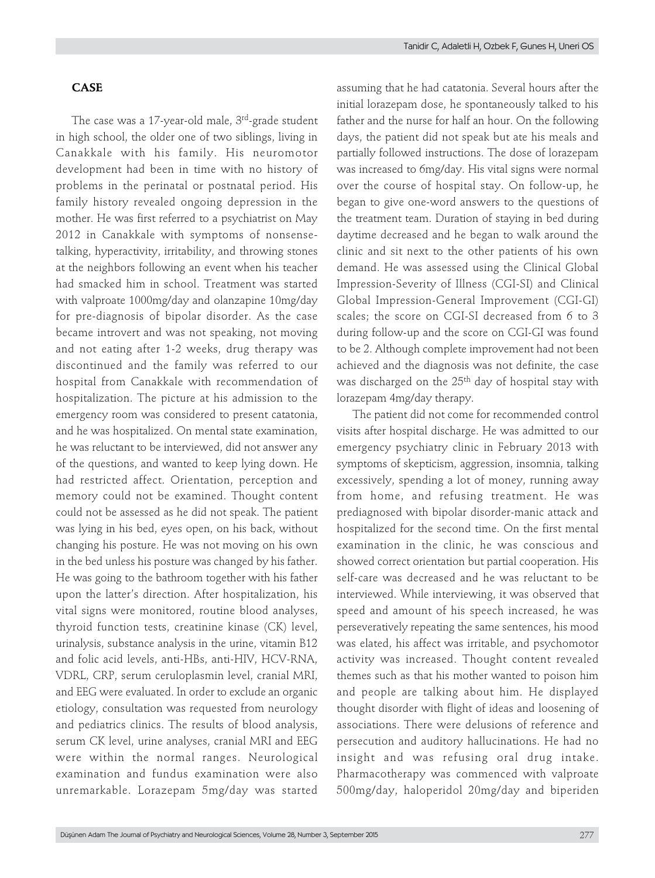## CASE

The case was a 17-year-old male, 3rd-grade student in high school, the older one of two siblings, living in Canakkale with his family. His neuromotor development had been in time with no history of problems in the perinatal or postnatal period. His family history revealed ongoing depression in the mother. He was first referred to a psychiatrist on May 2012 in Canakkale with symptoms of nonsense-talking, hyperactivity, irritability, and throwing stones at the neighbors following an event when his teacher had smacked him in school. Treatment was started with valproate 1000mg/day and olanzapine 10mg/day for pre-diagnosis of bipolar disorder. As the case became introvert and was not speaking, not moving and not eating after 1-2 weeks, drug therapy was discontinued and the family was referred to our hospital from Canakkale with recommendation of hospitalization. The picture at his admission to the emergency room was considered to present catatonia, and he was hospitalized. On mental state examination, he was reluctant to be interviewed, did not answer any of the questions, and wanted to keep lying down. He had restricted affect. Orientation, perception and memory could not be examined. Thought content could not be assessed as he did not speak. The patient was lying in his bed, eyes open, on his back, without changing his posture. He was not moving on his own in the bed unless his posture was changed by his father. He was going to the bathroom together with his father upon the latter's direction. After hospitalization, his vital signs were monitored, routine blood analyses, thyroid function tests, creatinine kinase (CK) level, urinalysis, substance analysis in the urine, vitamin B12 and folic acid levels, anti-HBs, anti-HIV, HCV-RNA, VDRL, CRP, serum ceruloplasmin level, cranial MRI, and EEG were evaluated. In order to exclude an organic etiology, consultation was requested from neurology and pediatrics clinics. The results of blood analysis, serum CK level, urine analyses, cranial MRI and EEG were within the normal ranges. Neurological examination and fundus examination were also unremarkable. Lorazepam 5mg/day was started assuming that he had catatonia. Several hours after the initial lorazepam dose, he spontaneously talked to his father and the nurse for half an hour. On the following days, the patient did not speak but ate his meals and partially followed instructions. The dose of lorazepam was increased to 6mg/day. His vital signs were normal over the course of hospital stay. On follow-up, he began to give one-word answers to the questions of the treatment team. Duration of staying in bed during daytime decreased and he began to walk around the clinic and sit next to the other patients of his own demand. He was assessed using the Clinical Global Impression-Severity of Illness (CGI-SI) and Clinical Global Impression-General Improvement (CGI-GI) scales; the score on CGI-SI decreased from 6 to 3 during follow-up and the score on CGI-GI was found to be 2. Although complete improvement had not been achieved and the diagnosis was not definite, the case was discharged on the 25th day of hospital stay with lorazepam 4mg/day therapy.

The patient did not come for recommended control visits after hospital discharge. He was admitted to our emergency psychiatry clinic in February 2013 with symptoms of skepticism, aggression, insomnia, talking excessively, spending a lot of money, running away from home, and refusing treatment. He was prediagnosed with bipolar disorder-manic attack and hospitalized for the second time. On the first mental examination in the clinic, he was conscious and showed correct orientation but partial cooperation. His self-care was decreased and he was reluctant to be interviewed. While interviewing, it was observed that speed and amount of his speech increased, he was perseveratively repeating the same sentences, his mood was elated, his affect was irritable, and psychomotor activity was increased. Thought content revealed themes such as that his mother wanted to poison him and people are talking about him. He displayed thought disorder with flight of ideas and loosening of associations. There were delusions of reference and persecution and auditory hallucinations. He had no insight and was refusing oral drug intake. Pharmacotherapy was commenced with valproate 500mg/day, haloperidol 20mg/day and biperiden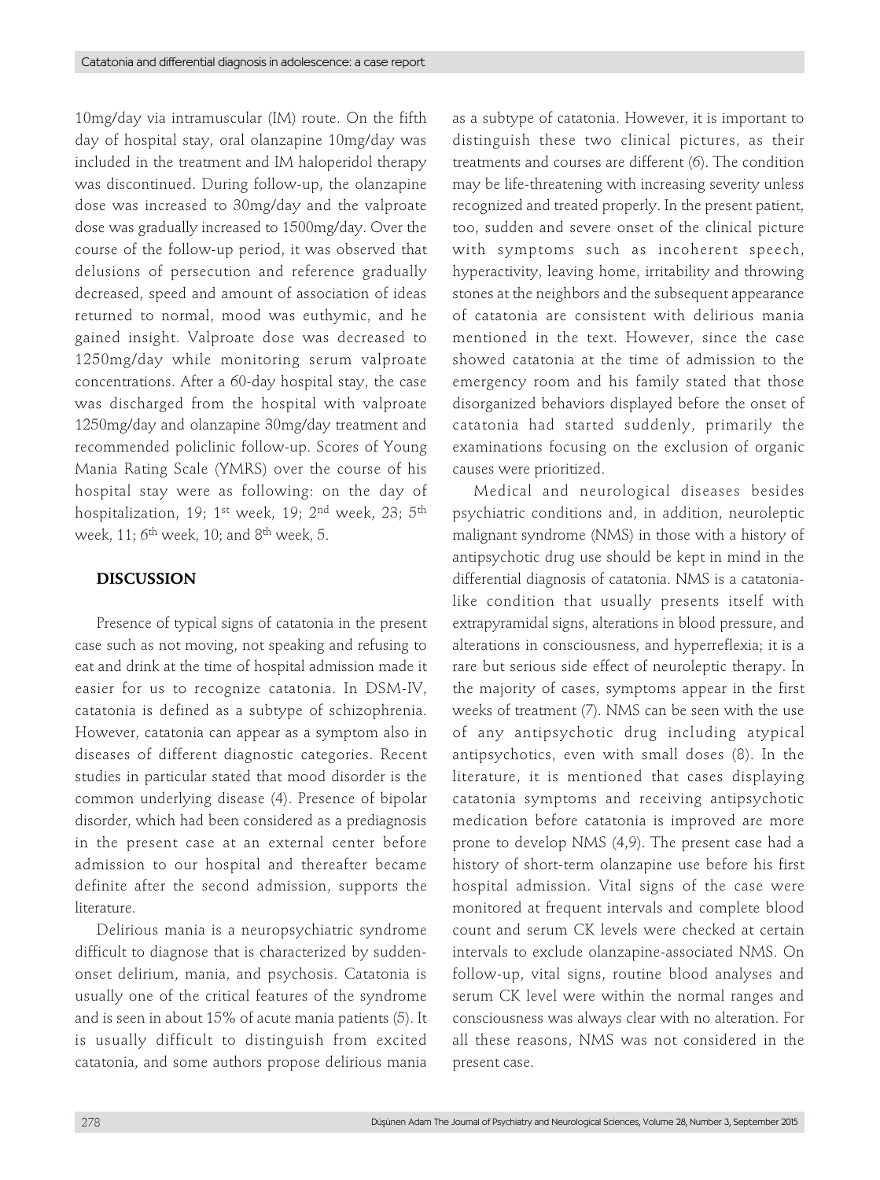10mg/day via intramuscular (IM) route. On the fifth day of hospital stay, oral olanzapine 10mg/day was included in the treatment and IM haloperidol therapy was discontinued. During follow-up, the olanzapine dose was increased to 30mg/day and the valproate dose was gradually increased to 1500mg/day. Over the course of the follow-up period, it was observed that delusions of persecution and reference gradually decreased, speed and amount of association of ideas returned to normal, mood was euthymic, and he gained insight. Valproate dose was decreased to 1250mg/day while monitoring serum valproate concentrations. After a 60-day hospital stay, the case was discharged from the hospital with valproate 1250mg/day and olanzapine 30mg/day treatment and recommended policlinic follow-up. Scores of Young Mania Rating Scale (YMRS) over the course of his hospital stay were as following: on the day of hospitalization, 19; 1st week, 19; 2nd week, 23; 5th week, 11; 6th week, 10; and 8th week, 5.

## DISCUSSION

Presence of typical signs of catatonia in the present case such as not moving, not speaking and refusing to eat and drink at the time of hospital admission made it easier for us to recognize catatonia. In DSM-IV, catatonia is defined as a subtype of schizophrenia. However, catatonia can appear as a symptom also in diseases of different diagnostic categories. Recent studies in particular stated that mood disorder is the common underlying disease (4). Presence of bipolar disorder, which had been considered as a prediagnosis in the present case at an external center before admission to our hospital and thereafter became definite after the second admission, supports the literature.

Delirious mania is a neuropsychiatric syndrome difficult to diagnose that is characterized by sudden-onset delirium, mania, and psychosis. Catatonia is usually one of the critical features of the syndrome and is seen in about 15% of acute mania patients (5). It is usually difficult to distinguish from excited catatonia, and some authors propose delirious mania as a subtype of catatonia. However, it is important to distinguish these two clinical pictures, as their treatments and courses are different (6). The condition may be life-threatening with increasing severity unless recognized and treated properly. In the present patient, too, sudden and severe onset of the clinical picture with symptoms such as incoherent speech, hyperactivity, leaving home, irritability and throwing stones at the neighbors and the subsequent appearance of catatonia are consistent with delirious mania mentioned in the text. However, since the case showed catatonia at the time of admission to the emergency room and his family stated that those disorganized behaviors displayed before the onset of catatonia had started suddenly, primarily the examinations focusing on the exclusion of organic causes were prioritized.

Medical and neurological diseases besides psychiatric conditions and, in addition, neuroleptic malignant syndrome (NMS) in those with a history of antipsychotic drug use should be kept in mind in the differential diagnosis of catatonia. NMS is a catatonia-like condition that usually presents itself with extrapyramidal signs, alterations in blood pressure, and alterations in consciousness, and hyperreflexia; it is a rare but serious side effect of neuroleptic therapy. In the majority of cases, symptoms appear in the first weeks of treatment (7). NMS can be seen with the use of any antipsychotic drug including atypical antipsychotics, even with small doses (8). In the literature, it is mentioned that cases displaying catatonia symptoms and receiving antipsychotic medication before catatonia is improved are more prone to develop NMS (4,9). The present case had a history of short-term olanzapine use before his first hospital admission. Vital signs of the case were monitored at frequent intervals and complete blood count and serum CK levels were checked at certain intervals to exclude olanzapine-associated NMS. On follow-up, vital signs, routine blood analyses and serum CK level were within the normal ranges and consciousness was always clear with no alteration. For all these reasons, NMS was not considered in the present case.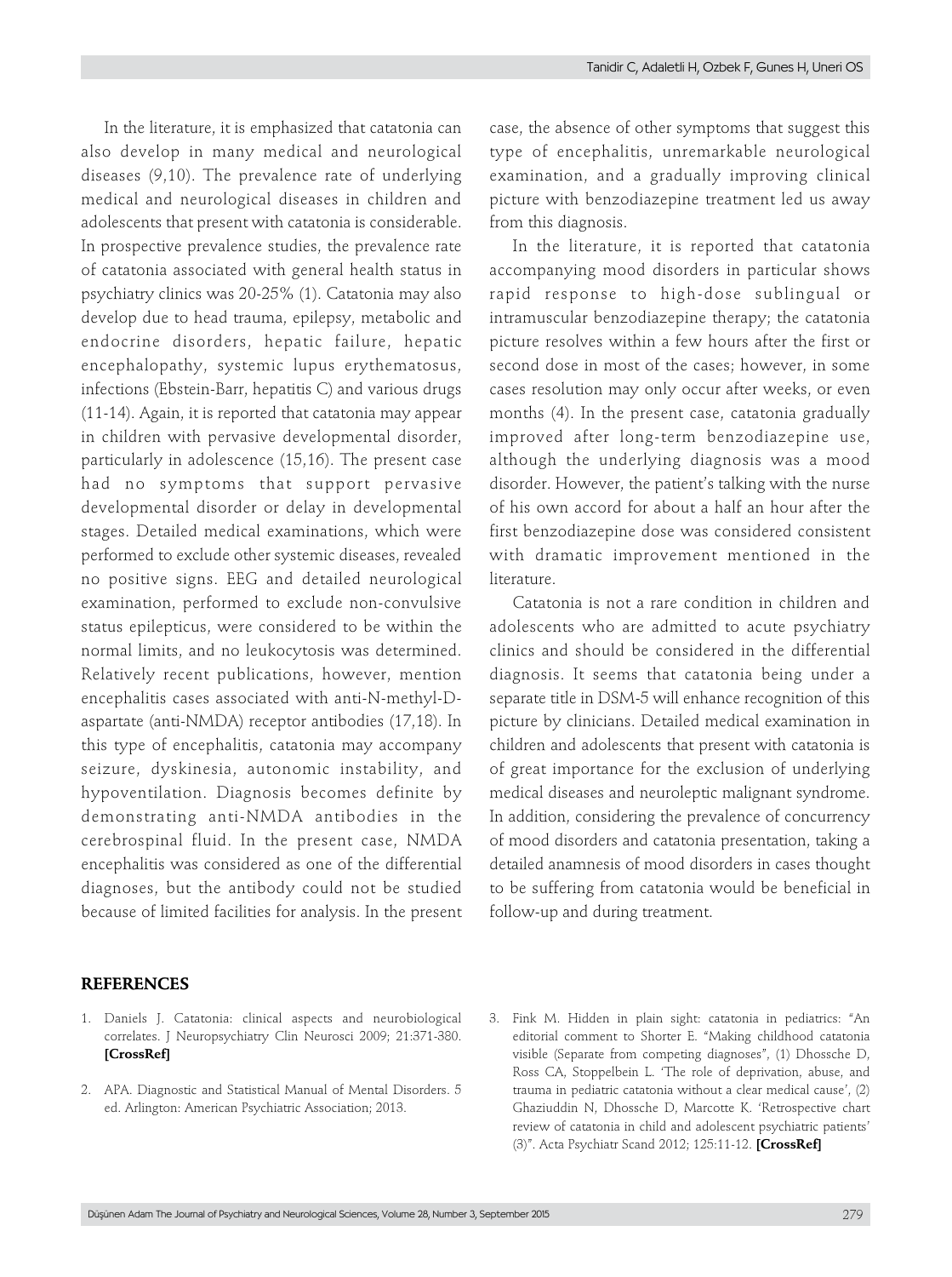In the literature, it is emphasized that catatonia can also develop in many medical and neurological diseases (9,10). The prevalence rate of underlying medical and neurological diseases in children and adolescents that present with catatonia is considerable. In prospective prevalence studies, the prevalence rate of catatonia associated with general health status in psychiatry clinics was 20-25% (1). Catatonia may also develop due to head trauma, epilepsy, metabolic and endocrine disorders, hepatic failure, hepatic encephalopathy, systemic lupus erythematosus, infections (Ebstein-Barr, hepatitis C) and various drugs (11-14). Again, it is reported that catatonia may appear in children with pervasive developmental disorder, particularly in adolescence (15,16). The present case had no symptoms that support pervasive developmental disorder or delay in developmental stages. Detailed medical examinations, which were performed to exclude other systemic diseases, revealed no positive signs. EEG and detailed neurological examination, performed to exclude non-convulsive status epilepticus, were considered to be within the normal limits, and no leukocytosis was determined. Relatively recent publications, however, mention encephalitis cases associated with anti-N-methyl-D-aspartate (anti-NMDA) receptor antibodies (17,18). In this type of encephalitis, catatonia may accompany seizure, dyskinesia, autonomic instability, and hypoventilation. Diagnosis becomes definite by demonstrating anti-NMDA antibodies in the cerebrospinal fluid. In the present case, NMDA encephalitis was considered as one of the differential diagnoses, but the antibody could not be studied because of limited facilities for analysis. In the present case, the absence of other symptoms that suggest this type of encephalitis, unremarkable neurological examination, and a gradually improving clinical picture with benzodiazepine treatment led us away from this diagnosis.

In the literature, it is reported that catatonia accompanying mood disorders in particular shows rapid response to high-dose sublingual or intramuscular benzodiazepine therapy; the catatonia picture resolves within a few hours after the first or second dose in most of the cases; however, in some cases resolution may only occur after weeks, or even months (4). In the present case, catatonia gradually improved after long-term benzodiazepine use, although the underlying diagnosis was a mood disorder. However, the patient's talking with the nurse of his own accord for about a half an hour after the first benzodiazepine dose was considered consistent with dramatic improvement mentioned in the literature.

Catatonia is not a rare condition in children and adolescents who are admitted to acute psychiatry clinics and should be considered in the differential diagnosis. It seems that catatonia being under a separate title in DSM-5 will enhance recognition of this picture by clinicians. Detailed medical examination in children and adolescents that present with catatonia is of great importance for the exclusion of underlying medical diseases and neuroleptic malignant syndrome. In addition, considering the prevalence of concurrency of mood disorders and catatonia presentation, taking a detailed anamnesis of mood disorders in cases thought to be suffering from catatonia would be beneficial in follow-up and during treatment.

## REFERENCES

1. Daniels J. Catatonia: clinical aspects and neurobiological correlates. J Neuropsychiatry Clin Neurosci 2009; 21:371-380. **[CrossRef]**
2. APA. Diagnostic and Statistical Manual of Mental Disorders. 5 ed. Arlington: American Psychiatric Association; 2013.
3. Fink M. Hidden in plain sight: catatonia in pediatrics: "An editorial comment to Shorter E. "Making childhood catatonia visible (Separate from competing diagnoses", (1) Dhossche D, Ross CA, Stoppelbein L. 'The role of deprivation, abuse, and trauma in pediatric catatonia without a clear medical cause', (2) Ghaziuddin N, Dhossche D, Marcotte K. 'Retrospective chart review of catatonia in child and adolescent psychiatric patients' (3)". Acta Psychiatr Scand 2012; 125:11-12. **[CrossRef]**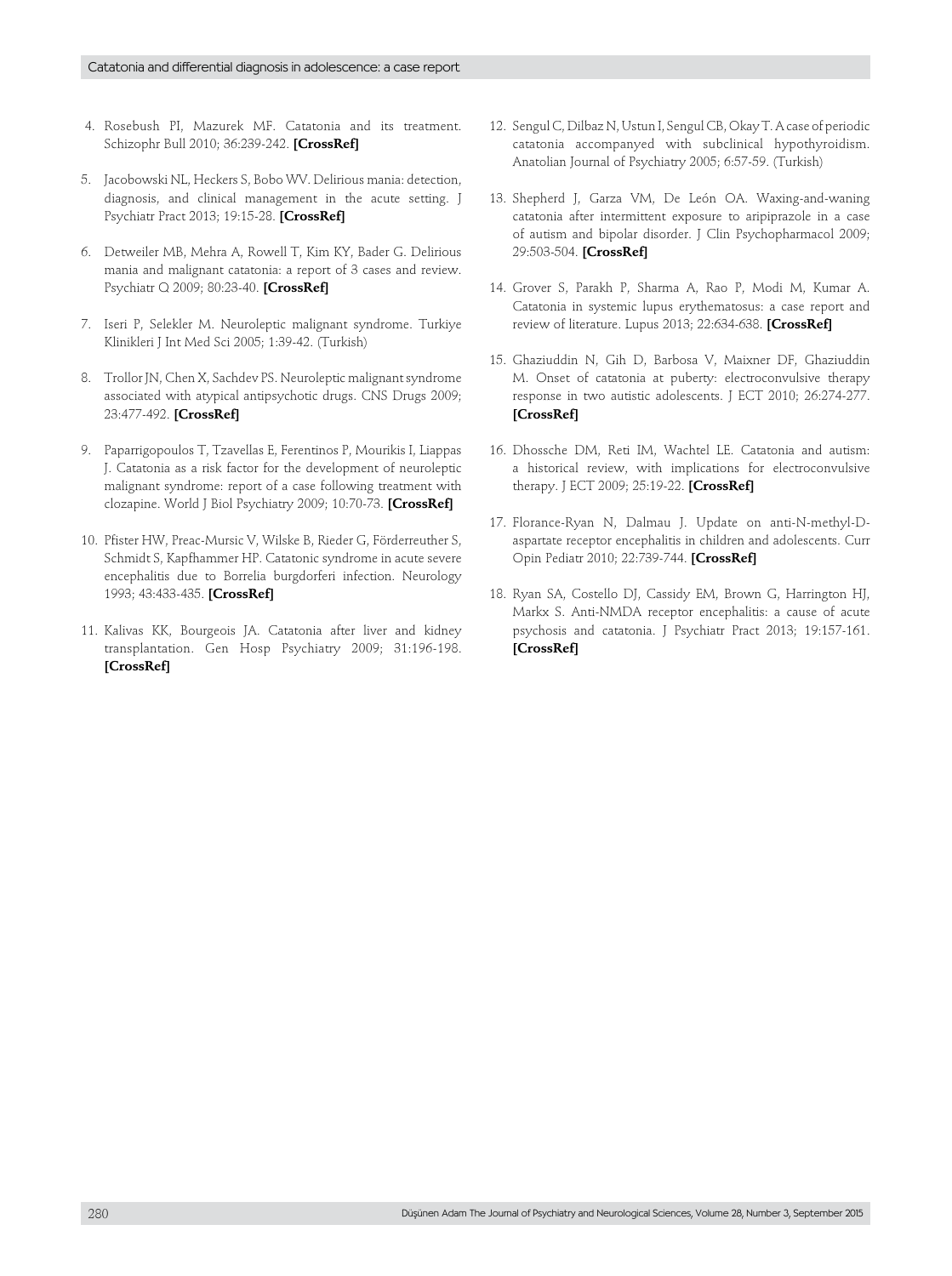4. Rosebush PI, Mazurek MF. Catatonia and its treatment. Schizophr Bull 2010; 36:239-242. **[CrossRef]**

5. Jacobowski NL, Heckers S, Bobo WV. Delirious mania: detection, diagnosis, and clinical management in the acute setting. J Psychiatr Pract 2013; 19:15-28. **[CrossRef]**

6. Detweiler MB, Mehra A, Rowell T, Kim KY, Bader G. Delirious mania and malignant catatonia: a report of 3 cases and review. Psychiatr Q 2009; 80:23-40. **[CrossRef]**

7. Iseri P, Selekler M. Neuroleptic malignant syndrome. Turkiye Klinikleri J Int Med Sci 2005; 1:39-42. (Turkish)

8. Trollor JN, Chen X, Sachdev PS. Neuroleptic malignant syndrome associated with atypical antipsychotic drugs. CNS Drugs 2009; 23:477-492. **[CrossRef]**

9. Paparrigopoulos T, Tzavellas E, Ferentinos P, Mourikis I, Liappas J. Catatonia as a risk factor for the development of neuroleptic malignant syndrome: report of a case following treatment with clozapine. World J Biol Psychiatry 2009; 10:70-73. **[CrossRef]**

10. Pfister HW, Preac-Mursic V, Wilske B, Rieder G, Förderreuther S, Schmidt S, Kapfhammer HP. Catatonic syndrome in acute severe encephalitis due to Borrelia burgdorferi infection. Neurology 1993; 43:433-435. **[CrossRef]**

11. Kalivas KK, Bourgeois JA. Catatonia after liver and kidney transplantation. Gen Hosp Psychiatry 2009; 31:196-198. **[CrossRef]**

12. Sengul C, Dilbaz N, Ustun I, Sengul CB, Okay T. A case of periodic catatonia accompanyed with subclinical hypothyroidism. Anatolian Journal of Psychiatry 2005; 6:57-59. (Turkish)

13. Shepherd J, Garza VM, De León OA. Waxing-and-waning catatonia after intermittent exposure to aripiprazole in a case of autism and bipolar disorder. J Clin Psychopharmacol 2009; 29:503-504. **[CrossRef]**

14. Grover S, Parakh P, Sharma A, Rao P, Modi M, Kumar A. Catatonia in systemic lupus erythematosus: a case report and review of literature. Lupus 2013; 22:634-638. **[CrossRef]**

15. Ghaziuddin N, Gih D, Barbosa V, Maixner DF, Ghaziuddin M. Onset of catatonia at puberty: electroconvulsive therapy response in two autistic adolescents. J ECT 2010; 26:274-277. **[CrossRef]**

16. Dhossche DM, Reti IM, Wachtel LE. Catatonia and autism: a historical review, with implications for electroconvulsive therapy. J ECT 2009; 25:19-22. **[CrossRef]**

17. Florance-Ryan N, Dalmau J. Update on anti-N-methyl-D-aspartate receptor encephalitis in children and adolescents. Curr Opin Pediatr 2010; 22:739-744. **[CrossRef]**

18. Ryan SA, Costello DJ, Cassidy EM, Brown G, Harrington HJ, Markx S. Anti-NMDA receptor encephalitis: a cause of acute psychosis and catatonia. J Psychiatr Pract 2013; 19:157-161. **[CrossRef]**